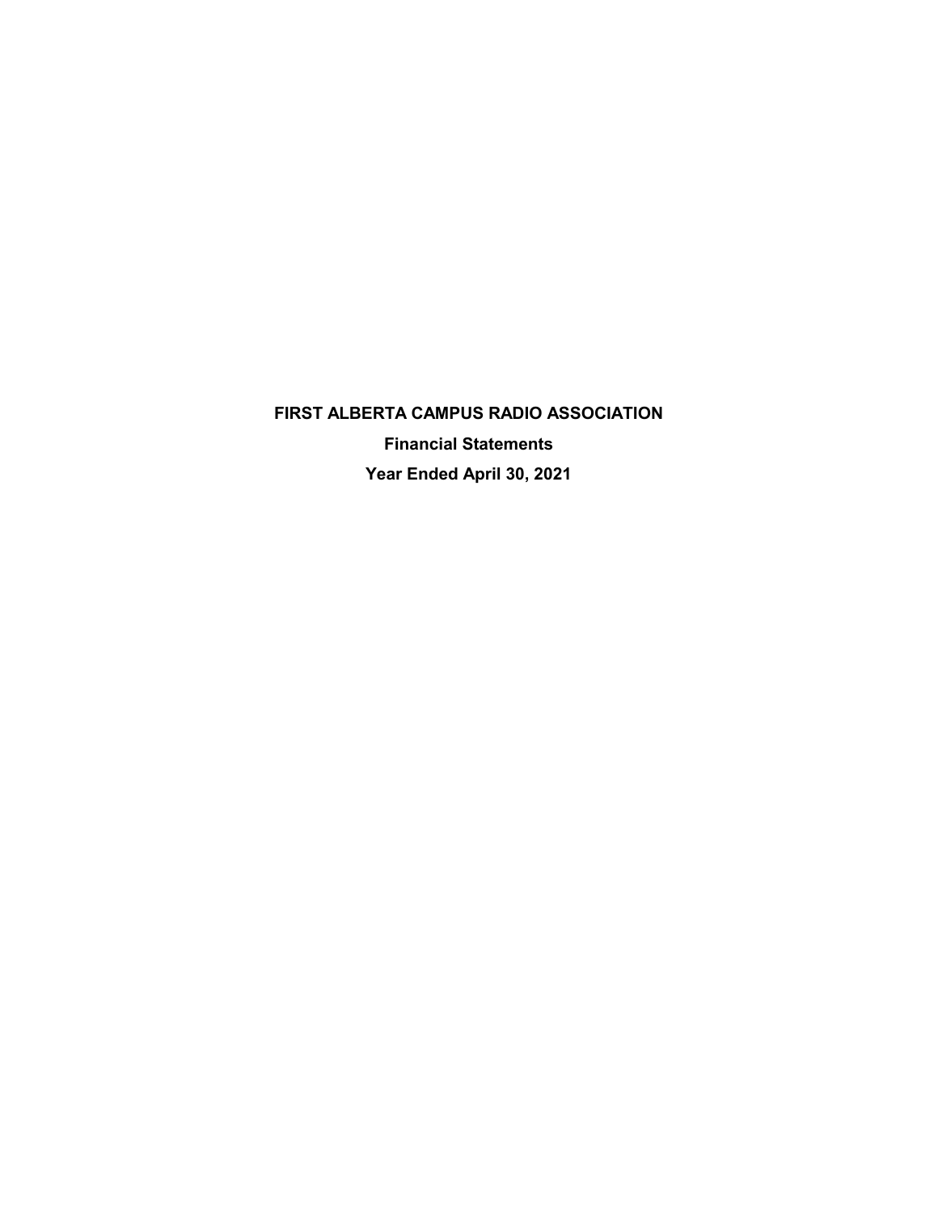# FIRST ALBERTA CAMPUS RADIO ASSOCIATION

## Financial Statements

## Year Ended April 30, 2021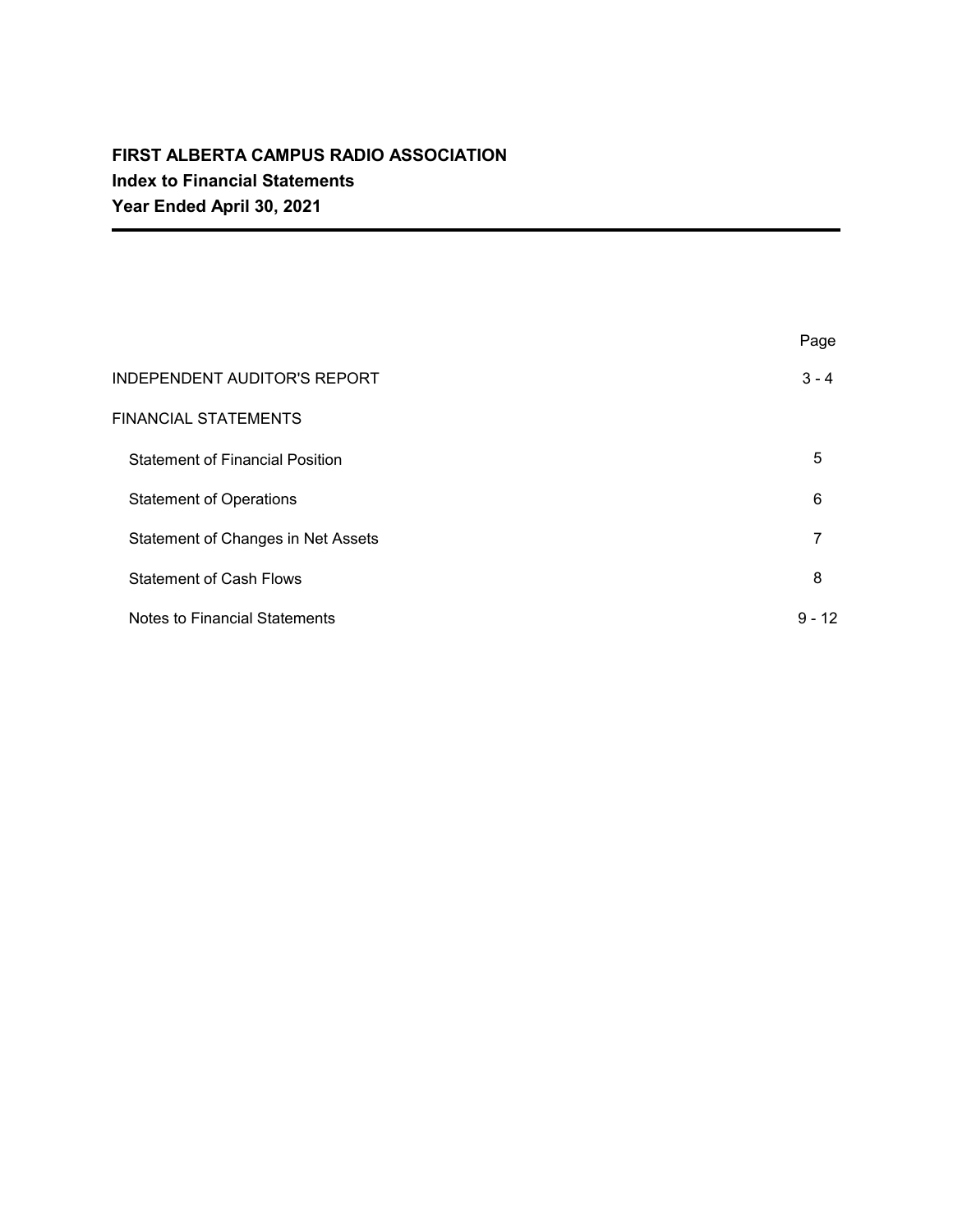# FIRST ALBERTA CAMPUS RADIO ASSOCIATION

## Index to Financial Statements

## Year Ended April 30, 2021

| | Page |
|---|---|
| INDEPENDENT AUDITOR'S REPORT | 3 - 4 |
| FINANCIAL STATEMENTS | |
| Statement of Financial Position | 5 |
| Statement of Operations | 6 |
| Statement of Changes in Net Assets | 7 |
| Statement of Cash Flows | 8 |
| Notes to Financial Statements | 9 - 12 |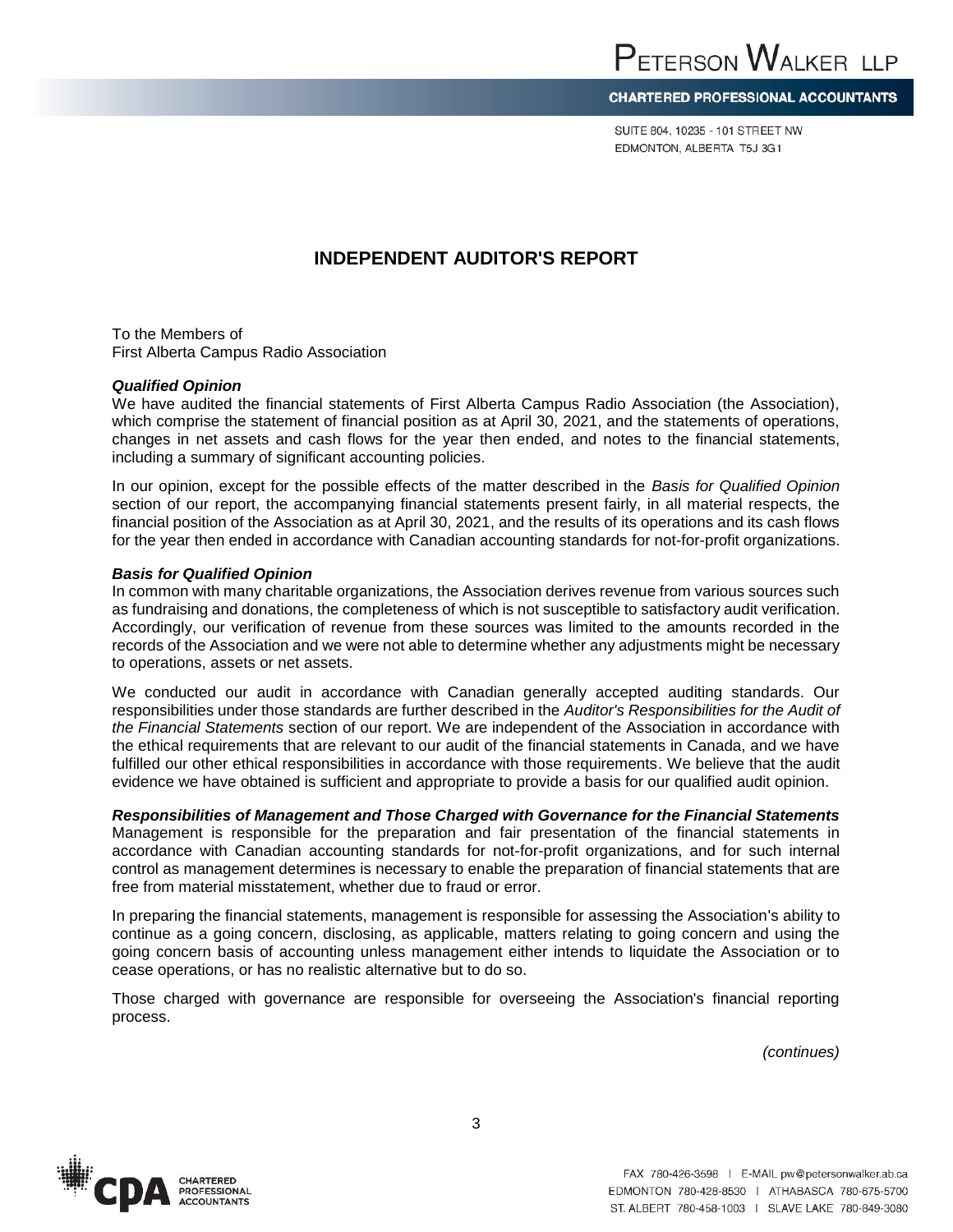# INDEPENDENT AUDITOR'S REPORT

To the Members of
First Alberta Campus Radio Association

***Qualified Opinion***

We have audited the financial statements of First Alberta Campus Radio Association (the Association), which comprise the statement of financial position as at April 30, 2021, and the statements of operations, changes in net assets and cash flows for the year then ended, and notes to the financial statements, including a summary of significant accounting policies.

In our opinion, except for the possible effects of the matter described in the *Basis for Qualified Opinion* section of our report, the accompanying financial statements present fairly, in all material respects, the financial position of the Association as at April 30, 2021, and the results of its operations and its cash flows for the year then ended in accordance with Canadian accounting standards for not-for-profit organizations.

***Basis for Qualified Opinion***

In common with many charitable organizations, the Association derives revenue from various sources such as fundraising and donations, the completeness of which is not susceptible to satisfactory audit verification. Accordingly, our verification of revenue from these sources was limited to the amounts recorded in the records of the Association and we were not able to determine whether any adjustments might be necessary to operations, assets or net assets.

We conducted our audit in accordance with Canadian generally accepted auditing standards. Our responsibilities under those standards are further described in the *Auditor's Responsibilities for the Audit of the Financial Statements* section of our report. We are independent of the Association in accordance with the ethical requirements that are relevant to our audit of the financial statements in Canada, and we have fulfilled our other ethical responsibilities in accordance with those requirements. We believe that the audit evidence we have obtained is sufficient and appropriate to provide a basis for our qualified audit opinion.

***Responsibilities of Management and Those Charged with Governance for the Financial Statements***

Management is responsible for the preparation and fair presentation of the financial statements in accordance with Canadian accounting standards for not-for-profit organizations, and for such internal control as management determines is necessary to enable the preparation of financial statements that are free from material misstatement, whether due to fraud or error.

In preparing the financial statements, management is responsible for assessing the Association's ability to continue as a going concern, disclosing, as applicable, matters relating to going concern and using the going concern basis of accounting unless management either intends to liquidate the Association or to cease operations, or has no realistic alternative but to do so.

Those charged with governance are responsible for overseeing the Association's financial reporting process.

*(continues)*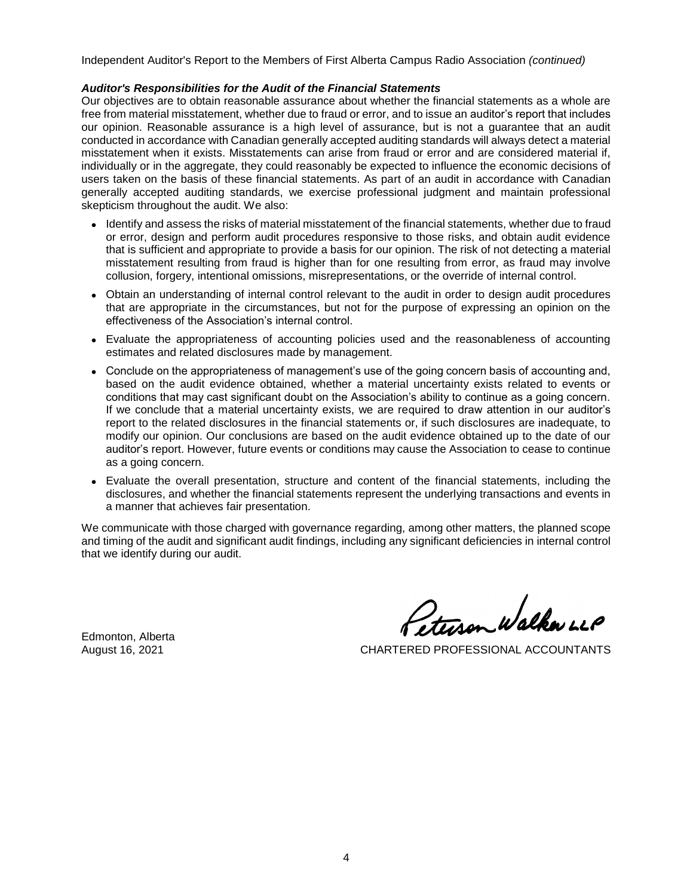Independent Auditor's Report to the Members of First Alberta Campus Radio Association *(continued)*

***Auditor's Responsibilities for the Audit of the Financial Statements***

Our objectives are to obtain reasonable assurance about whether the financial statements as a whole are free from material misstatement, whether due to fraud or error, and to issue an auditor's report that includes our opinion. Reasonable assurance is a high level of assurance, but is not a guarantee that an audit conducted in accordance with Canadian generally accepted auditing standards will always detect a material misstatement when it exists. Misstatements can arise from fraud or error and are considered material if, individually or in the aggregate, they could reasonably be expected to influence the economic decisions of users taken on the basis of these financial statements. As part of an audit in accordance with Canadian generally accepted auditing standards, we exercise professional judgment and maintain professional skepticism throughout the audit. We also:

- Identify and assess the risks of material misstatement of the financial statements, whether due to fraud or error, design and perform audit procedures responsive to those risks, and obtain audit evidence that is sufficient and appropriate to provide a basis for our opinion. The risk of not detecting a material misstatement resulting from fraud is higher than for one resulting from error, as fraud may involve collusion, forgery, intentional omissions, misrepresentations, or the override of internal control.
- Obtain an understanding of internal control relevant to the audit in order to design audit procedures that are appropriate in the circumstances, but not for the purpose of expressing an opinion on the effectiveness of the Association's internal control.
- Evaluate the appropriateness of accounting policies used and the reasonableness of accounting estimates and related disclosures made by management.
- Conclude on the appropriateness of management's use of the going concern basis of accounting and, based on the audit evidence obtained, whether a material uncertainty exists related to events or conditions that may cast significant doubt on the Association's ability to continue as a going concern. If we conclude that a material uncertainty exists, we are required to draw attention in our auditor's report to the related disclosures in the financial statements or, if such disclosures are inadequate, to modify our opinion. Our conclusions are based on the audit evidence obtained up to the date of our auditor's report. However, future events or conditions may cause the Association to cease to continue as a going concern.
- Evaluate the overall presentation, structure and content of the financial statements, including the disclosures, and whether the financial statements represent the underlying transactions and events in a manner that achieves fair presentation.

We communicate with those charged with governance regarding, among other matters, the planned scope and timing of the audit and significant audit findings, including any significant deficiencies in internal control that we identify during our audit.

Peterson Walker LLP

Edmonton, Alberta
August 16, 2021

CHARTERED PROFESSIONAL ACCOUNTANTS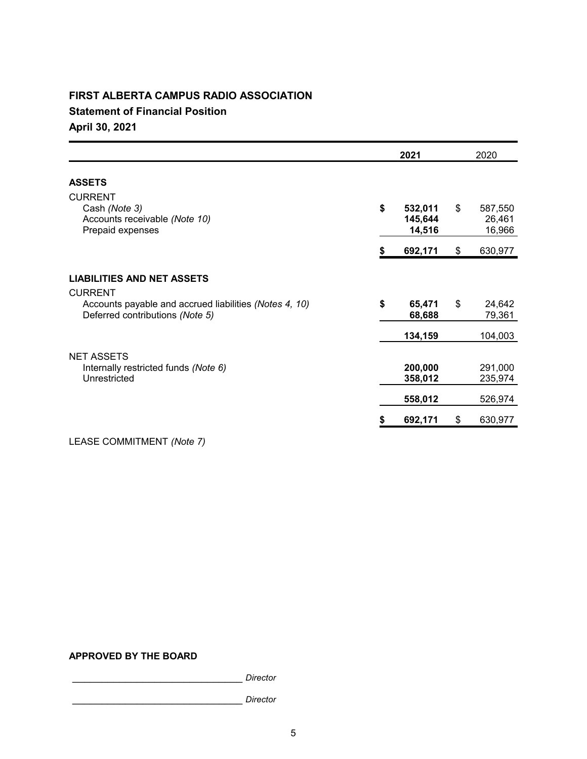# FIRST ALBERTA CAMPUS RADIO ASSOCIATION

## Statement of Financial Position

### April 30, 2021

| | 2021 | 2020 |
|---|---|---|
| **ASSETS** | | |
| CURRENT | | |
| Cash *(Note 3)* | **$ 532,011** | $ 587,550 |
| Accounts receivable *(Note 10)* | **145,644** | 26,461 |
| Prepaid expenses | **14,516** | 16,966 |
| | **$ 692,171** | $ 630,977 |
| **LIABILITIES AND NET ASSETS** | | |
| CURRENT | | |
| Accounts payable and accrued liabilities *(Notes 4, 10)* | **$ 65,471** | $ 24,642 |
| Deferred contributions *(Note 5)* | **68,688** | 79,361 |
| | **134,159** | 104,003 |
| NET ASSETS | | |
| Internally restricted funds *(Note 6)* | **200,000** | 291,000 |
| Unrestricted | **358,012** | 235,974 |
| | **558,012** | 526,974 |
| | **$ 692,171** | $ 630,977 |

LEASE COMMITMENT *(Note 7)*

**APPROVED BY THE BOARD**

_________________________________ *Director*

_________________________________ *Director*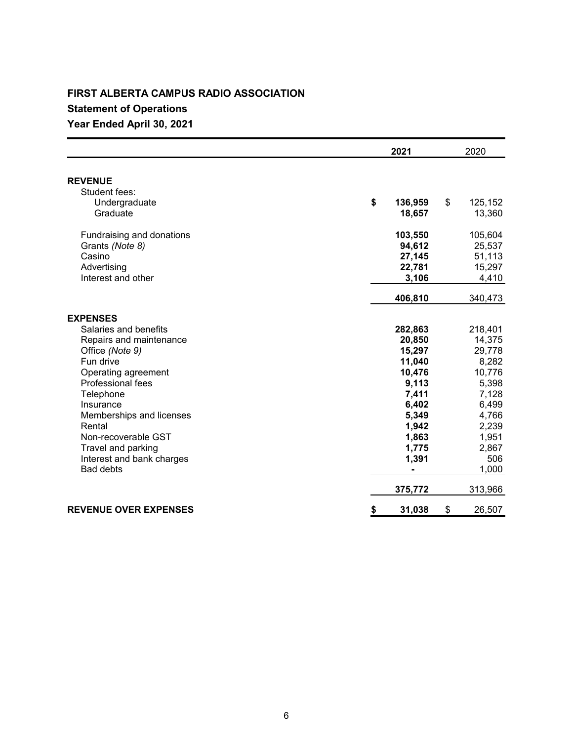**FIRST ALBERTA CAMPUS RADIO ASSOCIATION**

**Statement of Operations**

**Year Ended April 30, 2021**

| | **2021** | 2020 |
|---|---|---|
| **REVENUE** | | |
| Student fees: | | |
| Undergraduate | **$ 136,959** | $ 125,152 |
| Graduate | **18,657** | 13,360 |
| Fundraising and donations | **103,550** | 105,604 |
| Grants *(Note 8)* | **94,612** | 25,537 |
| Casino | **27,145** | 51,113 |
| Advertising | **22,781** | 15,297 |
| Interest and other | **3,106** | 4,410 |
| | **406,810** | 340,473 |
| **EXPENSES** | | |
| Salaries and benefits | **282,863** | 218,401 |
| Repairs and maintenance | **20,850** | 14,375 |
| Office *(Note 9)* | **15,297** | 29,778 |
| Fun drive | **11,040** | 8,282 |
| Operating agreement | **10,476** | 10,776 |
| Professional fees | **9,113** | 5,398 |
| Telephone | **7,411** | 7,128 |
| Insurance | **6,402** | 6,499 |
| Memberships and licenses | **5,349** | 4,766 |
| Rental | **1,942** | 2,239 |
| Non-recoverable GST | **1,863** | 1,951 |
| Travel and parking | **1,775** | 2,867 |
| Interest and bank charges | **1,391** | 506 |
| Bad debts | **-** | 1,000 |
| | **375,772** | 313,966 |
| **REVENUE OVER EXPENSES** | **$ 31,038** | $ 26,507 |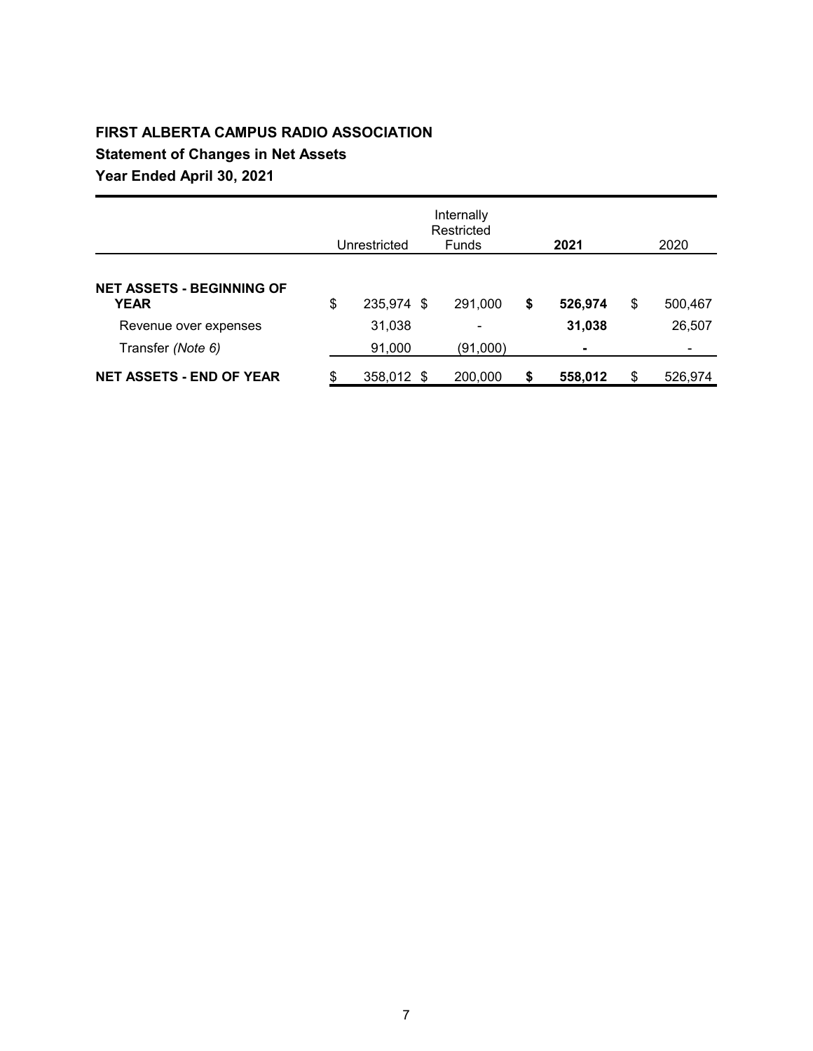# FIRST ALBERTA CAMPUS RADIO ASSOCIATION

## Statement of Changes in Net Assets

### Year Ended April 30, 2021

| | Unrestricted | Internally Restricted Funds | **2021** | 2020 |
|---|---|---|---|---|
| **NET ASSETS - BEGINNING OF YEAR** | $ 235,974 | $ 291,000 | **$ 526,974** | $ 500,467 |
| Revenue over expenses | 31,038 | - | **31,038** | 26,507 |
| Transfer *(Note 6)* | 91,000 | (91,000) | **-** | - |
| **NET ASSETS - END OF YEAR** | $ 358,012 | $ 200,000 | **$ 558,012** | $ 526,974 |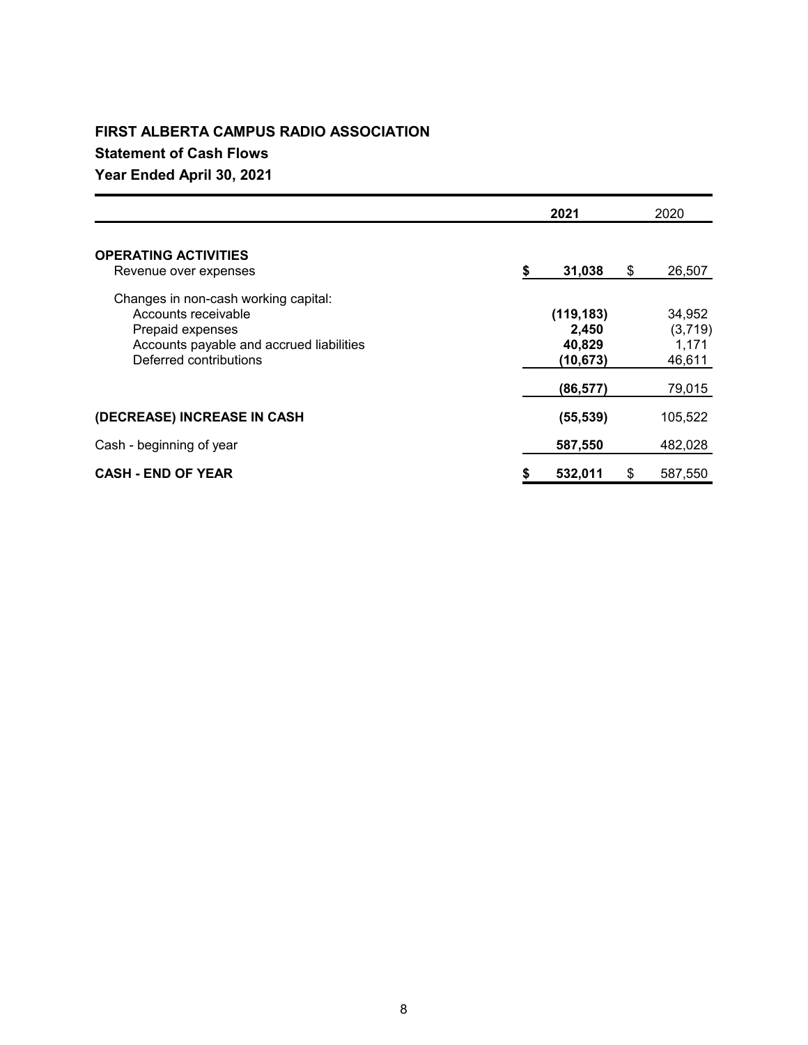**FIRST ALBERTA CAMPUS RADIO ASSOCIATION**

**Statement of Cash Flows**

**Year Ended April 30, 2021**

| | **2021** | 2020 |
|---|---|---|
| **OPERATING ACTIVITIES** | | |
| Revenue over expenses | **$ 31,038** | $ 26,507 |
| Changes in non-cash working capital: | | |
| Accounts receivable | **(119,183)** | 34,952 |
| Prepaid expenses | **2,450** | (3,719) |
| Accounts payable and accrued liabilities | **40,829** | 1,171 |
| Deferred contributions | **(10,673)** | 46,611 |
| | **(86,577)** | 79,015 |
| **(DECREASE) INCREASE IN CASH** | **(55,539)** | 105,522 |
| Cash - beginning of year | **587,550** | 482,028 |
| **CASH - END OF YEAR** | **$ 532,011** | $ 587,550 |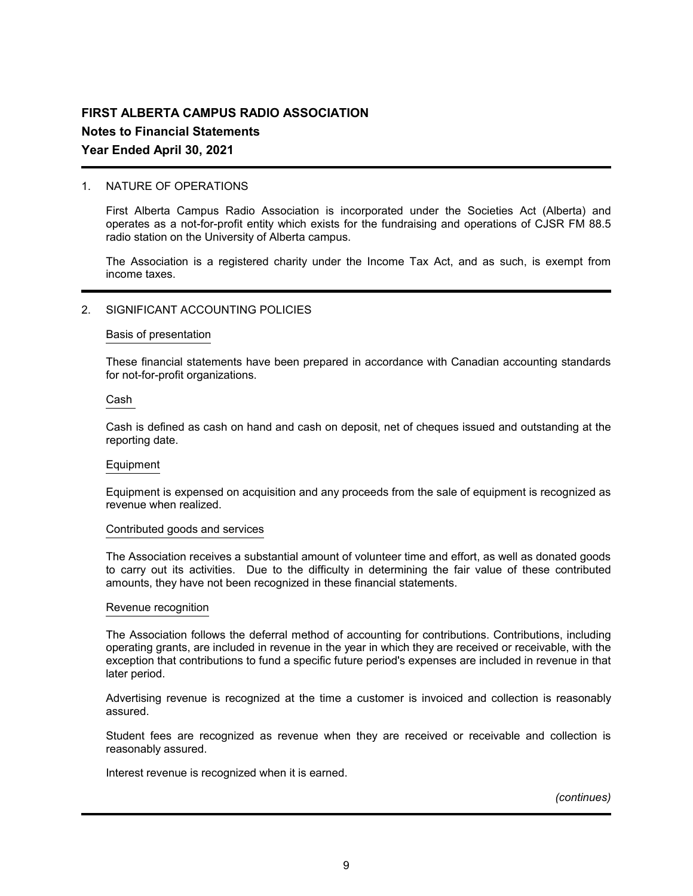# FIRST ALBERTA CAMPUS RADIO ASSOCIATION

## Notes to Financial Statements

## Year Ended April 30, 2021

### 1. NATURE OF OPERATIONS

First Alberta Campus Radio Association is incorporated under the Societies Act (Alberta) and operates as a not-for-profit entity which exists for the fundraising and operations of CJSR FM 88.5 radio station on the University of Alberta campus.

The Association is a registered charity under the Income Tax Act, and as such, is exempt from income taxes.

### 2. SIGNIFICANT ACCOUNTING POLICIES

#### Basis of presentation

These financial statements have been prepared in accordance with Canadian accounting standards for not-for-profit organizations.

#### Cash

Cash is defined as cash on hand and cash on deposit, net of cheques issued and outstanding at the reporting date.

#### Equipment

Equipment is expensed on acquisition and any proceeds from the sale of equipment is recognized as revenue when realized.

#### Contributed goods and services

The Association receives a substantial amount of volunteer time and effort, as well as donated goods to carry out its activities. Due to the difficulty in determining the fair value of these contributed amounts, they have not been recognized in these financial statements.

#### Revenue recognition

The Association follows the deferral method of accounting for contributions. Contributions, including operating grants, are included in revenue in the year in which they are received or receivable, with the exception that contributions to fund a specific future period's expenses are included in revenue in that later period.

Advertising revenue is recognized at the time a customer is invoiced and collection is reasonably assured.

Student fees are recognized as revenue when they are received or receivable and collection is reasonably assured.

Interest revenue is recognized when it is earned.

*(continues)*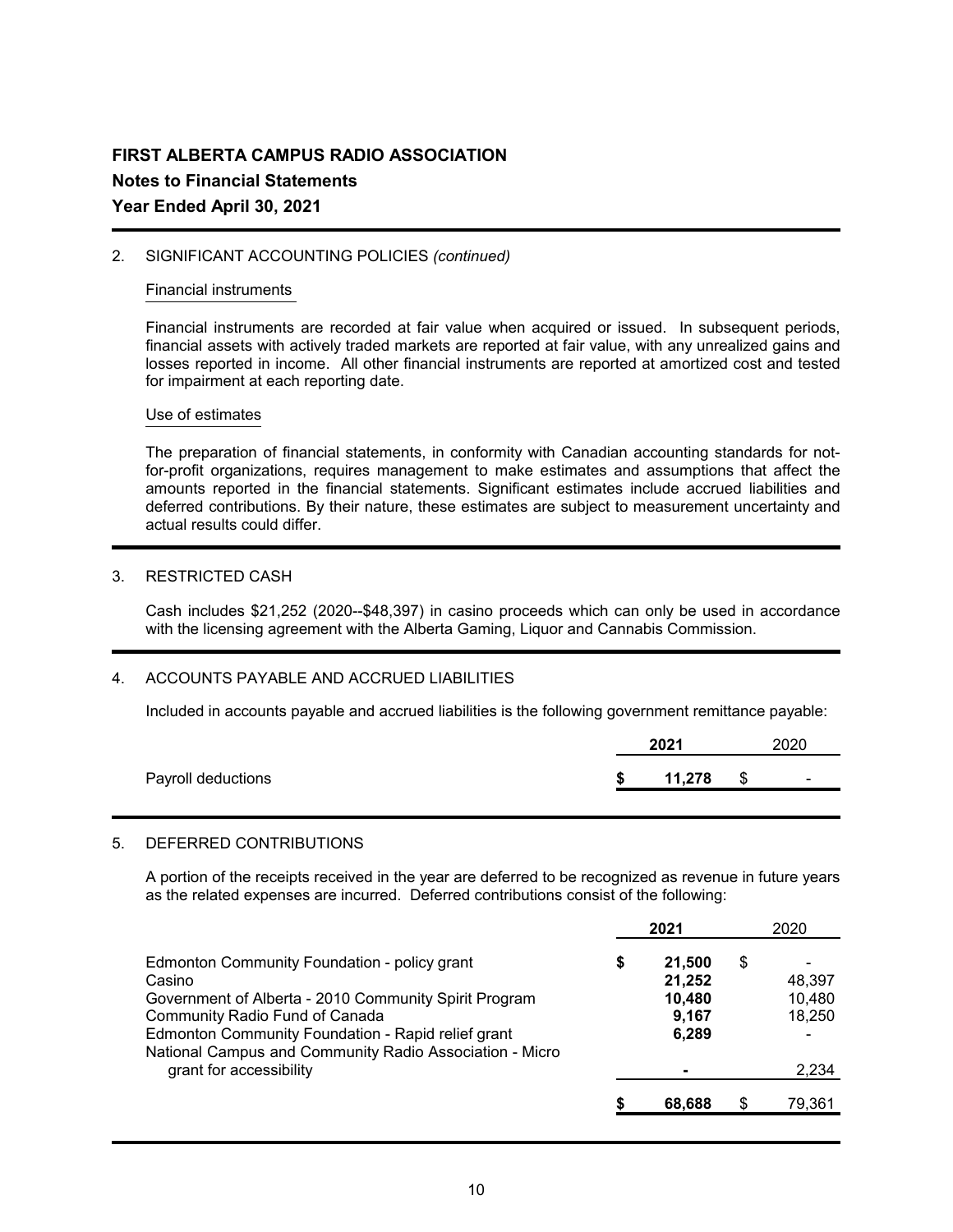# FIRST ALBERTA CAMPUS RADIO ASSOCIATION

## Notes to Financial Statements

## Year Ended April 30, 2021

2. SIGNIFICANT ACCOUNTING POLICIES *(continued)*

Financial instruments

Financial instruments are recorded at fair value when acquired or issued. In subsequent periods, financial assets with actively traded markets are reported at fair value, with any unrealized gains and losses reported in income. All other financial instruments are reported at amortized cost and tested for impairment at each reporting date.

Use of estimates

The preparation of financial statements, in conformity with Canadian accounting standards for not-for-profit organizations, requires management to make estimates and assumptions that affect the amounts reported in the financial statements. Significant estimates include accrued liabilities and deferred contributions. By their nature, these estimates are subject to measurement uncertainty and actual results could differ.

3. RESTRICTED CASH

Cash includes $21,252 (2020--$48,397) in casino proceeds which can only be used in accordance with the licensing agreement with the Alberta Gaming, Liquor and Cannabis Commission.

4. ACCOUNTS PAYABLE AND ACCRUED LIABILITIES

Included in accounts payable and accrued liabilities is the following government remittance payable:

| | **2021** | 2020 |
|---|---|---|
| Payroll deductions | **$ 11,278** | $ - |

5. DEFERRED CONTRIBUTIONS

A portion of the receipts received in the year are deferred to be recognized as revenue in future years as the related expenses are incurred. Deferred contributions consist of the following:

| | **2021** | 2020 |
|---|---|---|
| Edmonton Community Foundation - policy grant | **$ 21,500** | $ - |
| Casino | **21,252** | 48,397 |
| Government of Alberta - 2010 Community Spirit Program | **10,480** | 10,480 |
| Community Radio Fund of Canada | **9,167** | 18,250 |
| Edmonton Community Foundation - Rapid relief grant | **6,289** | - |
| National Campus and Community Radio Association - Micro grant for accessibility | **-** | 2,234 |
| | **$ 68,688** | $ 79,361 |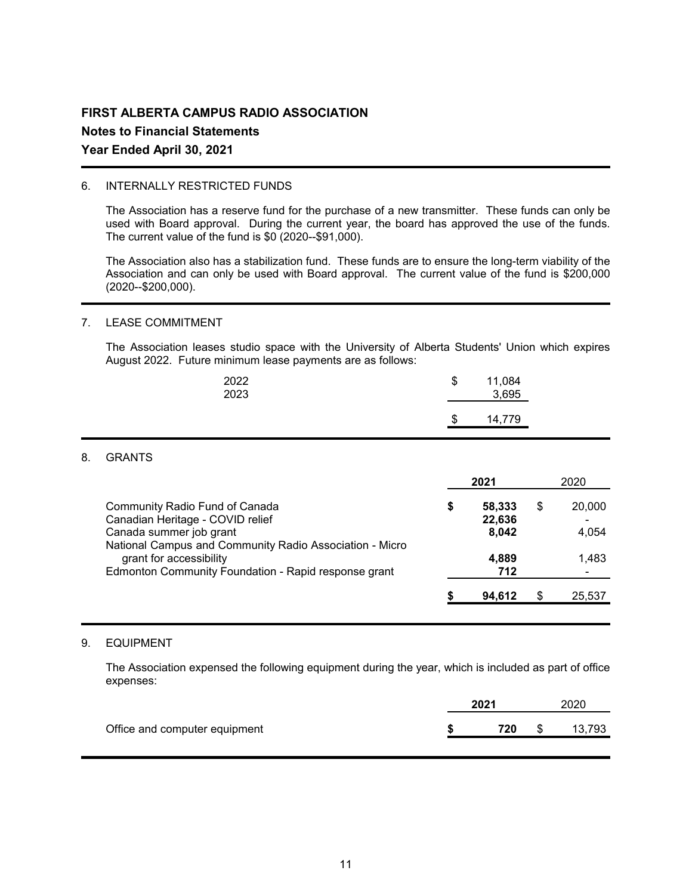# FIRST ALBERTA CAMPUS RADIO ASSOCIATION

## Notes to Financial Statements

## Year Ended April 30, 2021

### 6. INTERNALLY RESTRICTED FUNDS

The Association has a reserve fund for the purchase of a new transmitter. These funds can only be used with Board approval. During the current year, the board has approved the use of the funds. The current value of the fund is $0 (2020--$91,000).

The Association also has a stabilization fund. These funds are to ensure the long-term viability of the Association and can only be used with Board approval. The current value of the fund is $200,000 (2020--$200,000).

### 7. LEASE COMMITMENT

The Association leases studio space with the University of Alberta Students' Union which expires August 2022. Future minimum lease payments are as follows:

| | |
|---|---|
| 2022 | $ 11,084 |
| 2023 | 3,695 |
| | $ 14,779 |

### 8. GRANTS

| | **2021** | 2020 |
|---|---|---|
| Community Radio Fund of Canada | **$ 58,333** | $ 20,000 |
| Canadian Heritage - COVID relief | **22,636** | - |
| Canada summer job grant | **8,042** | 4,054 |
| National Campus and Community Radio Association - Micro grant for accessibility | **4,889** | 1,483 |
| Edmonton Community Foundation - Rapid response grant | **712** | - |
| | **$ 94,612** | $ 25,537 |

### 9. EQUIPMENT

The Association expensed the following equipment during the year, which is included as part of office expenses:

| | **2021** | 2020 |
|---|---|---|
| Office and computer equipment | **$ 720** | $ 13,793 |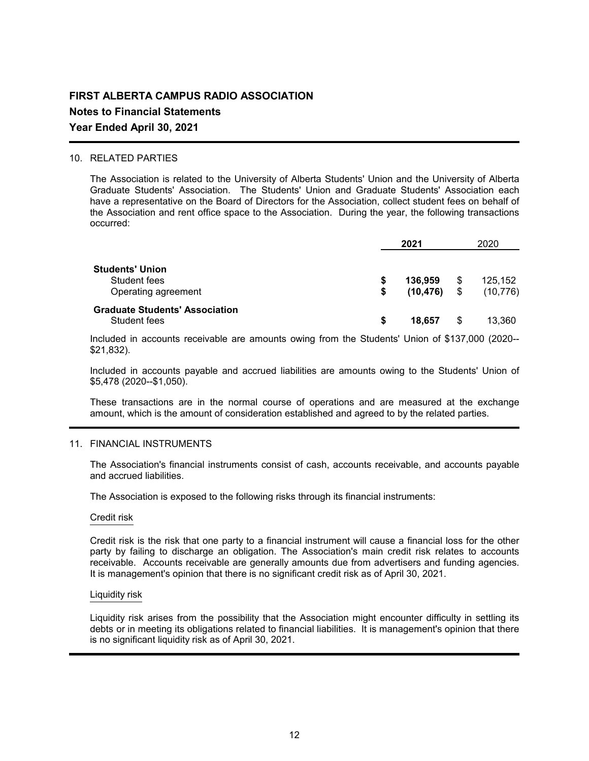# FIRST ALBERTA CAMPUS RADIO ASSOCIATION

## Notes to Financial Statements

## Year Ended April 30, 2021

10. RELATED PARTIES

The Association is related to the University of Alberta Students' Union and the University of Alberta Graduate Students' Association. The Students' Union and Graduate Students' Association each have a representative on the Board of Directors for the Association, collect student fees on behalf of the Association and rent office space to the Association. During the year, the following transactions occurred:

| | **2021** | 2020 |
|---|---|---|
| **Students' Union** | | |
| Student fees | **$ 136,959** | $ 125,152 |
| Operating agreement | **$ (10,476)** | $ (10,776) |
| **Graduate Students' Association** | | |
| Student fees | **$ 18,657** | $ 13,360 |

Included in accounts receivable are amounts owing from the Students' Union of $137,000 (2020--$21,832).

Included in accounts payable and accrued liabilities are amounts owing to the Students' Union of $5,478 (2020--$1,050).

These transactions are in the normal course of operations and are measured at the exchange amount, which is the amount of consideration established and agreed to by the related parties.

11. FINANCIAL INSTRUMENTS

The Association's financial instruments consist of cash, accounts receivable, and accounts payable and accrued liabilities.

The Association is exposed to the following risks through its financial instruments:

Credit risk

Credit risk is the risk that one party to a financial instrument will cause a financial loss for the other party by failing to discharge an obligation. The Association's main credit risk relates to accounts receivable. Accounts receivable are generally amounts due from advertisers and funding agencies. It is management's opinion that there is no significant credit risk as of April 30, 2021.

Liquidity risk

Liquidity risk arises from the possibility that the Association might encounter difficulty in settling its debts or in meeting its obligations related to financial liabilities. It is management's opinion that there is no significant liquidity risk as of April 30, 2021.